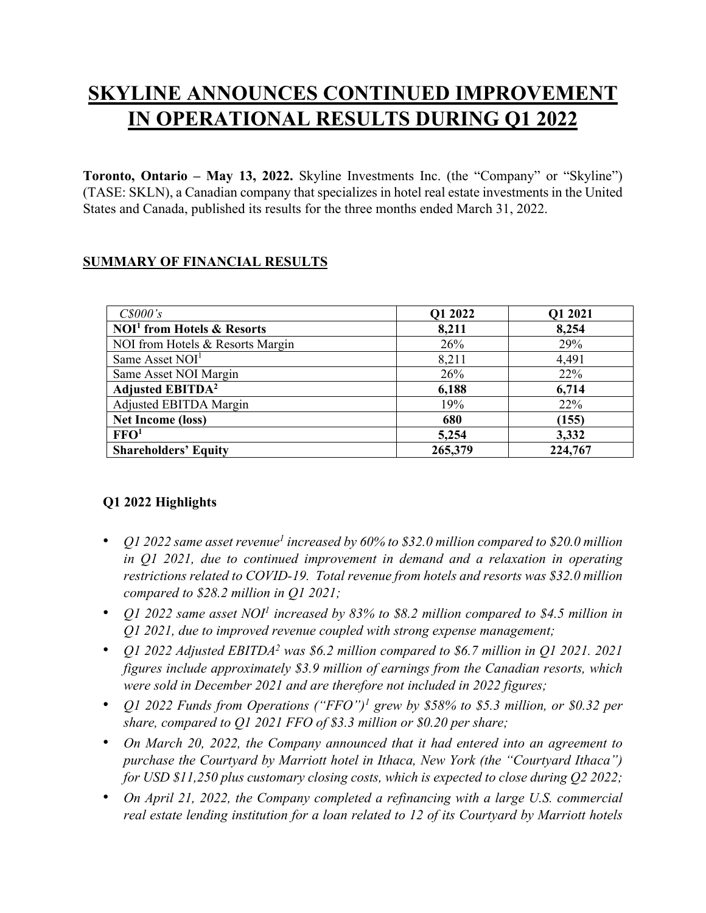# SKYLINE ANNOUNCES CONTINUED IMPROVEMENT IN OPERATIONAL RESULTS DURING Q1 2022

**Toronto, Ontario – May 13, 2022.** Skyline Investments Inc. (the "Company" or "Skyline") (TASE: SKLN), a Canadian company that specializes in hotel real estate investments in the United States and Canada, published its results for the three months ended March 31, 2022.

## SUMMARY OF FINANCIAL RESULTS

| *C$000's* | **Q1 2022** | **Q1 2021** |
|---|---|---|
| **NOI[1] from Hotels & Resorts** | **8,211** | **8,254** |
| NOI from Hotels & Resorts Margin | 26% | 29% |
| Same Asset NOI[1] | 8,211 | 4,491 |
| Same Asset NOI Margin | 26% | 22% |
| **Adjusted EBITDA[2]** | **6,188** | **6,714** |
| Adjusted EBITDA Margin | 19% | 22% |
| **Net Income (loss)** | **680** | **(155)** |
| **FFO[1]** | **5,254** | **3,332** |
| **Shareholders' Equity** | **265,379** | **224,767** |

### Q1 2022 Highlights

- *Q1 2022 same asset revenue[1] increased by 60% to $32.0 million compared to $20.0 million in Q1 2021, due to continued improvement in demand and a relaxation in operating restrictions related to COVID-19. Total revenue from hotels and resorts was $32.0 million compared to $28.2 million in Q1 2021;*
- *Q1 2022 same asset NOI[1] increased by 83% to $8.2 million compared to $4.5 million in Q1 2021, due to improved revenue coupled with strong expense management;*
- *Q1 2022 Adjusted EBITDA[2] was $6.2 million compared to $6.7 million in Q1 2021. 2021 figures include approximately $3.9 million of earnings from the Canadian resorts, which were sold in December 2021 and are therefore not included in 2022 figures;*
- *Q1 2022 Funds from Operations ("FFO")[1] grew by 58% to $5.3 million, or $0.32 per share, compared to Q1 2021 FFO of $3.3 million or $0.20 per share;*
- *On March 20, 2022, the Company announced that it had entered into an agreement to purchase the Courtyard by Marriott hotel in Ithaca, New York (the "Courtyard Ithaca") for USD $11,250 plus customary closing costs, which is expected to close during Q2 2022;*
- *On April 21, 2022, the Company completed a refinancing with a large U.S. commercial real estate lending institution for a loan related to 12 of its Courtyard by Marriott hotels*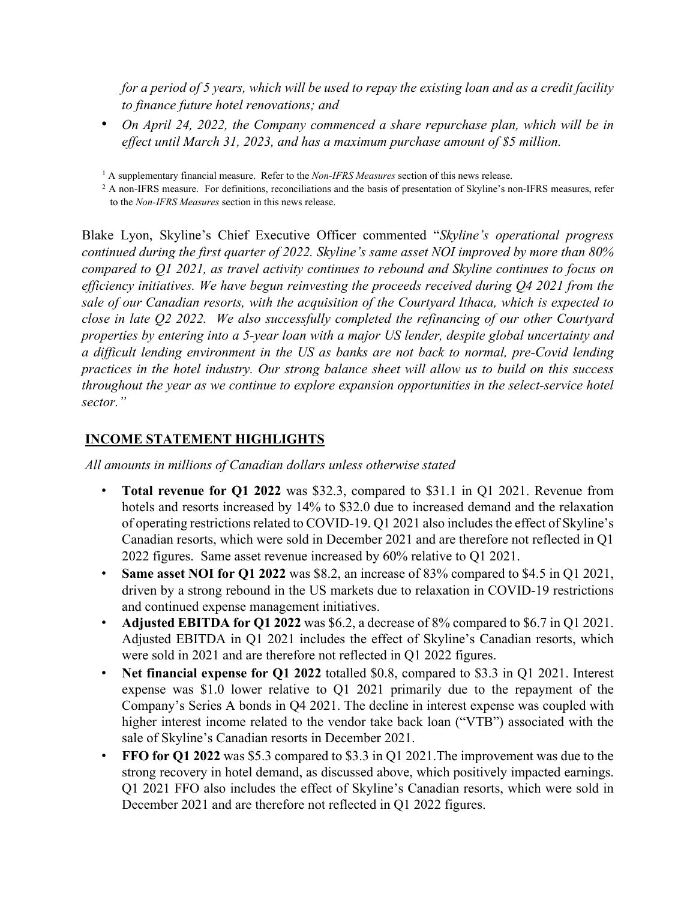*for a period of 5 years, which will be used to repay the existing loan and as a credit facility to finance future hotel renovations; and*

- *On April 24, 2022, the Company commenced a share repurchase plan, which will be in effect until March 31, 2023, and has a maximum purchase amount of $5 million.*

[1] A supplementary financial measure. Refer to the *Non-IFRS Measures* section of this news release.

[2] A non-IFRS measure. For definitions, reconciliations and the basis of presentation of Skyline's non-IFRS measures, refer to the *Non-IFRS Measures* section in this news release.

Blake Lyon, Skyline's Chief Executive Officer commented "*Skyline's operational progress continued during the first quarter of 2022. Skyline's same asset NOI improved by more than 80% compared to Q1 2021, as travel activity continues to rebound and Skyline continues to focus on efficiency initiatives. We have begun reinvesting the proceeds received during Q4 2021 from the sale of our Canadian resorts, with the acquisition of the Courtyard Ithaca, which is expected to close in late Q2 2022. We also successfully completed the refinancing of our other Courtyard properties by entering into a 5-year loan with a major US lender, despite global uncertainty and a difficult lending environment in the US as banks are not back to normal, pre-Covid lending practices in the hotel industry. Our strong balance sheet will allow us to build on this success throughout the year as we continue to explore expansion opportunities in the select-service hotel sector.*"

## INCOME STATEMENT HIGHLIGHTS

*All amounts in millions of Canadian dollars unless otherwise stated*

- **Total revenue for Q1 2022** was $32.3, compared to $31.1 in Q1 2021. Revenue from hotels and resorts increased by 14% to $32.0 due to increased demand and the relaxation of operating restrictions related to COVID-19. Q1 2021 also includes the effect of Skyline's Canadian resorts, which were sold in December 2021 and are therefore not reflected in Q1 2022 figures. Same asset revenue increased by 60% relative to Q1 2021.
- **Same asset NOI for Q1 2022** was $8.2, an increase of 83% compared to $4.5 in Q1 2021, driven by a strong rebound in the US markets due to relaxation in COVID-19 restrictions and continued expense management initiatives.
- **Adjusted EBITDA for Q1 2022** was $6.2, a decrease of 8% compared to $6.7 in Q1 2021. Adjusted EBITDA in Q1 2021 includes the effect of Skyline's Canadian resorts, which were sold in 2021 and are therefore not reflected in Q1 2022 figures.
- **Net financial expense for Q1 2022** totalled $0.8, compared to $3.3 in Q1 2021. Interest expense was $1.0 lower relative to Q1 2021 primarily due to the repayment of the Company's Series A bonds in Q4 2021. The decline in interest expense was coupled with higher interest income related to the vendor take back loan ("VTB") associated with the sale of Skyline's Canadian resorts in December 2021.
- **FFO for Q1 2022** was $5.3 compared to $3.3 in Q1 2021.The improvement was due to the strong recovery in hotel demand, as discussed above, which positively impacted earnings. Q1 2021 FFO also includes the effect of Skyline's Canadian resorts, which were sold in December 2021 and are therefore not reflected in Q1 2022 figures.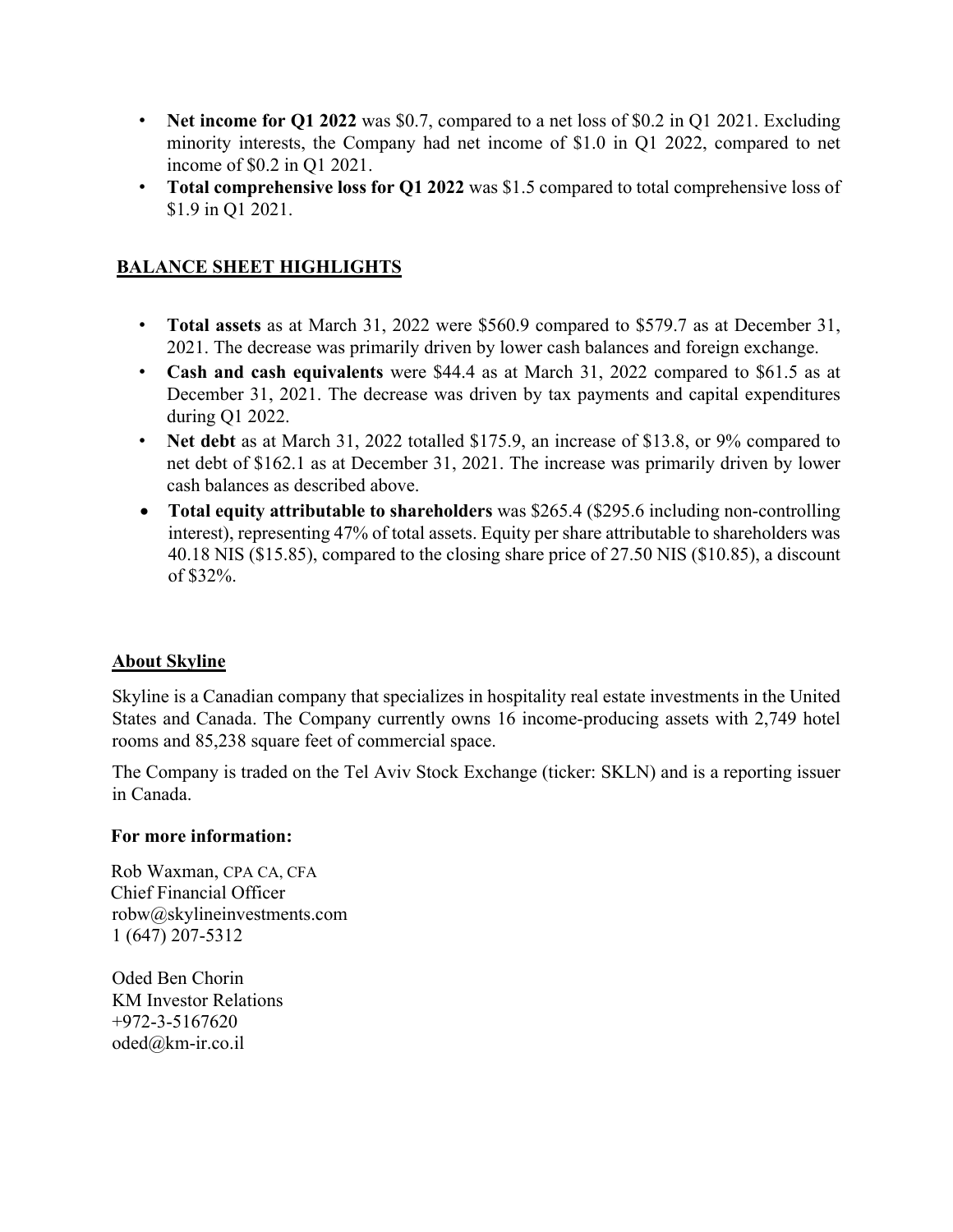- **Net income for Q1 2022** was $0.7, compared to a net loss of $0.2 in Q1 2021. Excluding minority interests, the Company had net income of $1.0 in Q1 2022, compared to net income of $0.2 in Q1 2021.
- **Total comprehensive loss for Q1 2022** was $1.5 compared to total comprehensive loss of $1.9 in Q1 2021.

## BALANCE SHEET HIGHLIGHTS

- **Total assets** as at March 31, 2022 were $560.9 compared to $579.7 as at December 31, 2021. The decrease was primarily driven by lower cash balances and foreign exchange.
- **Cash and cash equivalents** were $44.4 as at March 31, 2022 compared to $61.5 as at December 31, 2021. The decrease was driven by tax payments and capital expenditures during Q1 2022.
- **Net debt** as at March 31, 2022 totalled $175.9, an increase of $13.8, or 9% compared to net debt of $162.1 as at December 31, 2021. The increase was primarily driven by lower cash balances as described above.
- **Total equity attributable to shareholders** was $265.4 ($295.6 including non-controlling interest), representing 47% of total assets. Equity per share attributable to shareholders was 40.18 NIS ($15.85), compared to the closing share price of 27.50 NIS ($10.85), a discount of $32%.

## About Skyline

Skyline is a Canadian company that specializes in hospitality real estate investments in the United States and Canada. The Company currently owns 16 income-producing assets with 2,749 hotel rooms and 85,238 square feet of commercial space.

The Company is traded on the Tel Aviv Stock Exchange (ticker: SKLN) and is a reporting issuer in Canada.

**For more information:**

Rob Waxman, CPA CA, CFA
Chief Financial Officer
robw@skylineinvestments.com
1 (647) 207-5312

Oded Ben Chorin
KM Investor Relations
+972-3-5167620
oded@km-ir.co.il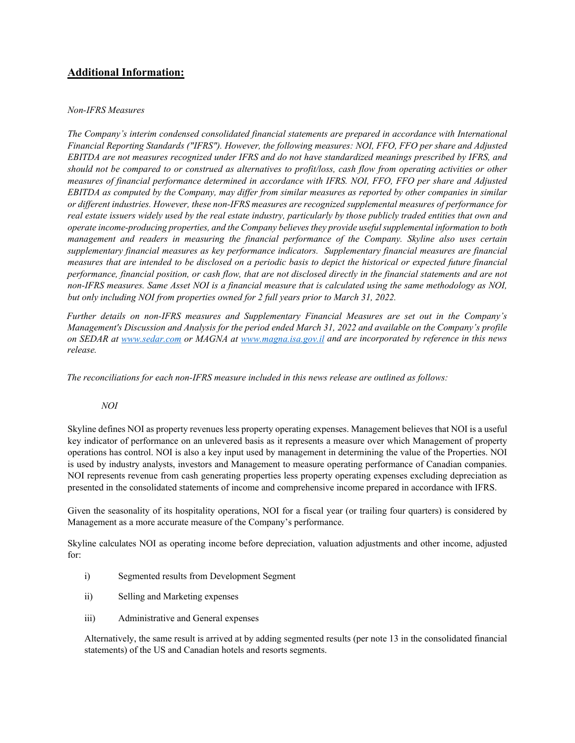## **Additional Information:**

*Non-IFRS Measures*

*The Company's interim condensed consolidated financial statements are prepared in accordance with International Financial Reporting Standards ("IFRS"). However, the following measures: NOI, FFO, FFO per share and Adjusted EBITDA are not measures recognized under IFRS and do not have standardized meanings prescribed by IFRS, and should not be compared to or construed as alternatives to profit/loss, cash flow from operating activities or other measures of financial performance determined in accordance with IFRS. NOI, FFO, FFO per share and Adjusted EBITDA as computed by the Company, may differ from similar measures as reported by other companies in similar or different industries. However, these non-IFRS measures are recognized supplemental measures of performance for real estate issuers widely used by the real estate industry, particularly by those publicly traded entities that own and operate income-producing properties, and the Company believes they provide useful supplemental information to both management and readers in measuring the financial performance of the Company. Skyline also uses certain supplementary financial measures as key performance indicators. Supplementary financial measures are financial measures that are intended to be disclosed on a periodic basis to depict the historical or expected future financial performance, financial position, or cash flow, that are not disclosed directly in the financial statements and are not non-IFRS measures. Same Asset NOI is a financial measure that is calculated using the same methodology as NOI, but only including NOI from properties owned for 2 full years prior to March 31, 2022.*

*Further details on non-IFRS measures and Supplementary Financial Measures are set out in the Company's Management's Discussion and Analysis for the period ended March 31, 2022 and available on the Company's profile on SEDAR at [www.sedar.com](http://www.sedar.com) or MAGNA at [www.magna.isa.gov.il](http://www.magna.isa.gov.il) and are incorporated by reference in this news release.*

*The reconciliations for each non-IFRS measure included in this news release are outlined as follows:*

*NOI*

Skyline defines NOI as property revenues less property operating expenses. Management believes that NOI is a useful key indicator of performance on an unlevered basis as it represents a measure over which Management of property operations has control. NOI is also a key input used by management in determining the value of the Properties. NOI is used by industry analysts, investors and Management to measure operating performance of Canadian companies. NOI represents revenue from cash generating properties less property operating expenses excluding depreciation as presented in the consolidated statements of income and comprehensive income prepared in accordance with IFRS.

Given the seasonality of its hospitality operations, NOI for a fiscal year (or trailing four quarters) is considered by Management as a more accurate measure of the Company's performance.

Skyline calculates NOI as operating income before depreciation, valuation adjustments and other income, adjusted for:

i) Segmented results from Development Segment

ii) Selling and Marketing expenses

iii) Administrative and General expenses

Alternatively, the same result is arrived at by adding segmented results (per note 13 in the consolidated financial statements) of the US and Canadian hotels and resorts segments.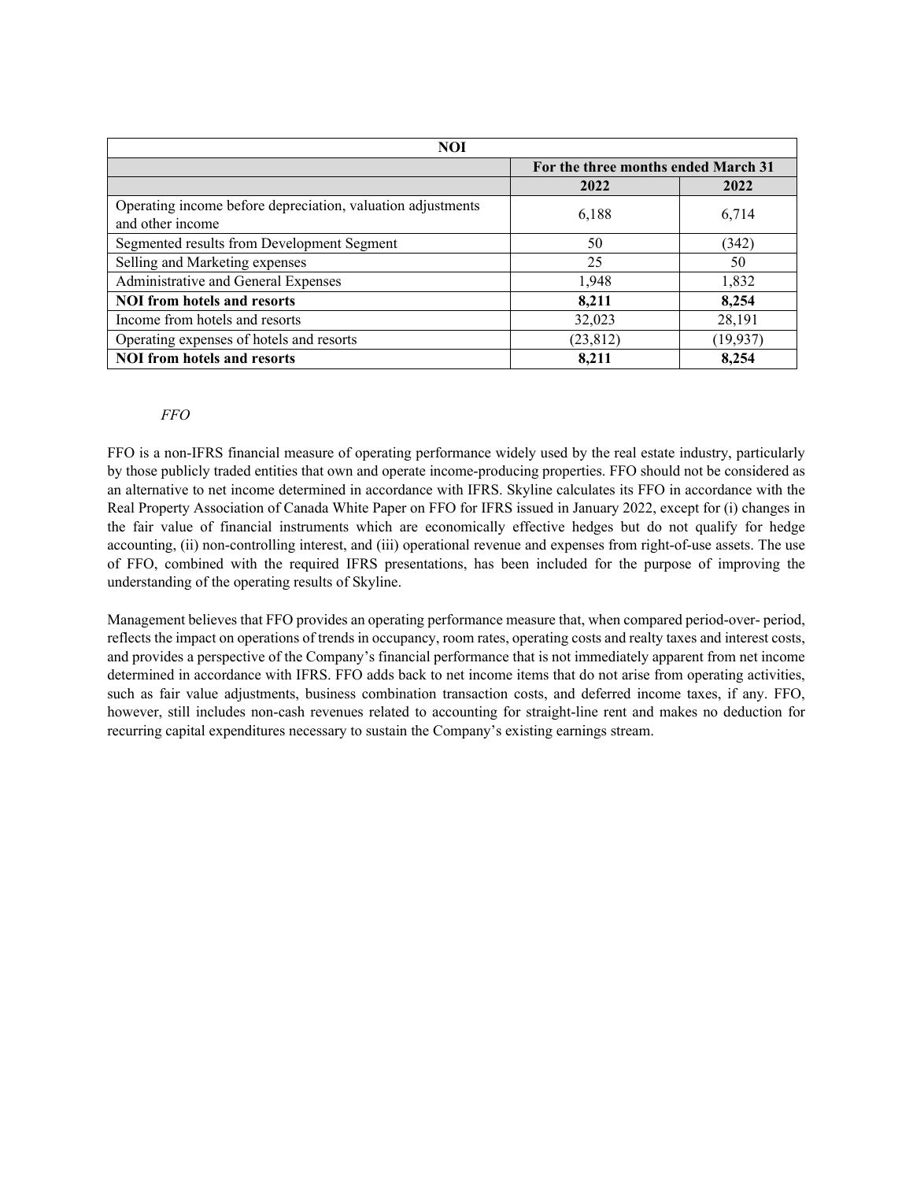| NOI | | |
|---|---|---|
| | For the three months ended March 31 | |
| | 2022 | 2022 |
| Operating income before depreciation, valuation adjustments and other income | 6,188 | 6,714 |
| Segmented results from Development Segment | 50 | (342) |
| Selling and Marketing expenses | 25 | 50 |
| Administrative and General Expenses | 1,948 | 1,832 |
| **NOI from hotels and resorts** | **8,211** | **8,254** |
| Income from hotels and resorts | 32,023 | 28,191 |
| Operating expenses of hotels and resorts | (23,812) | (19,937) |
| **NOI from hotels and resorts** | **8,211** | **8,254** |

*FFO*

FFO is a non-IFRS financial measure of operating performance widely used by the real estate industry, particularly by those publicly traded entities that own and operate income-producing properties. FFO should not be considered as an alternative to net income determined in accordance with IFRS. Skyline calculates its FFO in accordance with the Real Property Association of Canada White Paper on FFO for IFRS issued in January 2022, except for (i) changes in the fair value of financial instruments which are economically effective hedges but do not qualify for hedge accounting, (ii) non-controlling interest, and (iii) operational revenue and expenses from right-of-use assets. The use of FFO, combined with the required IFRS presentations, has been included for the purpose of improving the understanding of the operating results of Skyline.

Management believes that FFO provides an operating performance measure that, when compared period-over- period, reflects the impact on operations of trends in occupancy, room rates, operating costs and realty taxes and interest costs, and provides a perspective of the Company's financial performance that is not immediately apparent from net income determined in accordance with IFRS. FFO adds back to net income items that do not arise from operating activities, such as fair value adjustments, business combination transaction costs, and deferred income taxes, if any. FFO, however, still includes non-cash revenues related to accounting for straight-line rent and makes no deduction for recurring capital expenditures necessary to sustain the Company's existing earnings stream.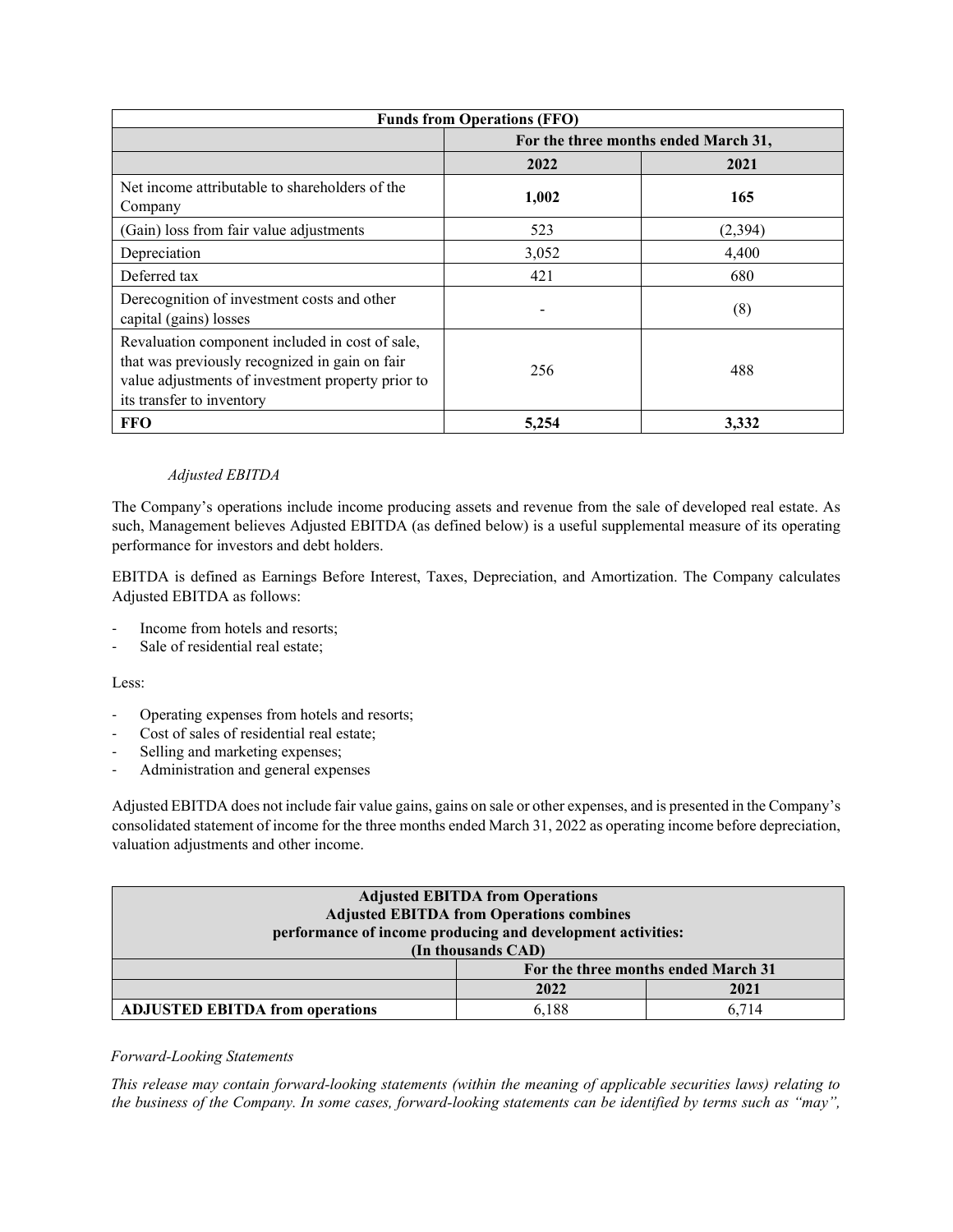| Funds from Operations (FFO) | | |
|---|---|---|
| | For the three months ended March 31, | |
| | 2022 | 2021 |
| Net income attributable to shareholders of the Company | **1,002** | **165** |
| (Gain) loss from fair value adjustments | 523 | (2,394) |
| Depreciation | 3,052 | 4,400 |
| Deferred tax | 421 | 680 |
| Derecognition of investment costs and other capital (gains) losses | - | (8) |
| Revaluation component included in cost of sale, that was previously recognized in gain on fair value adjustments of investment property prior to its transfer to inventory | 256 | 488 |
| **FFO** | **5,254** | **3,332** |

*Adjusted EBITDA*

The Company's operations include income producing assets and revenue from the sale of developed real estate. As such, Management believes Adjusted EBITDA (as defined below) is a useful supplemental measure of its operating performance for investors and debt holders.

EBITDA is defined as Earnings Before Interest, Taxes, Depreciation, and Amortization. The Company calculates Adjusted EBITDA as follows:

- Income from hotels and resorts;
- Sale of residential real estate;

Less:

- Operating expenses from hotels and resorts;
- Cost of sales of residential real estate;
- Selling and marketing expenses;
- Administration and general expenses

Adjusted EBITDA does not include fair value gains, gains on sale or other expenses, and is presented in the Company's consolidated statement of income for the three months ended March 31, 2022 as operating income before depreciation, valuation adjustments and other income.

| Adjusted EBITDA from Operations<br>Adjusted EBITDA from Operations combines performance of income producing and development activities:<br>(In thousands CAD) | | |
|---|---|---|
| | For the three months ended March 31 | |
| | 2022 | 2021 |
| **ADJUSTED EBITDA from operations** | 6,188 | 6,714 |

*Forward-Looking Statements*

*This release may contain forward-looking statements (within the meaning of applicable securities laws) relating to the business of the Company. In some cases, forward-looking statements can be identified by terms such as "may",*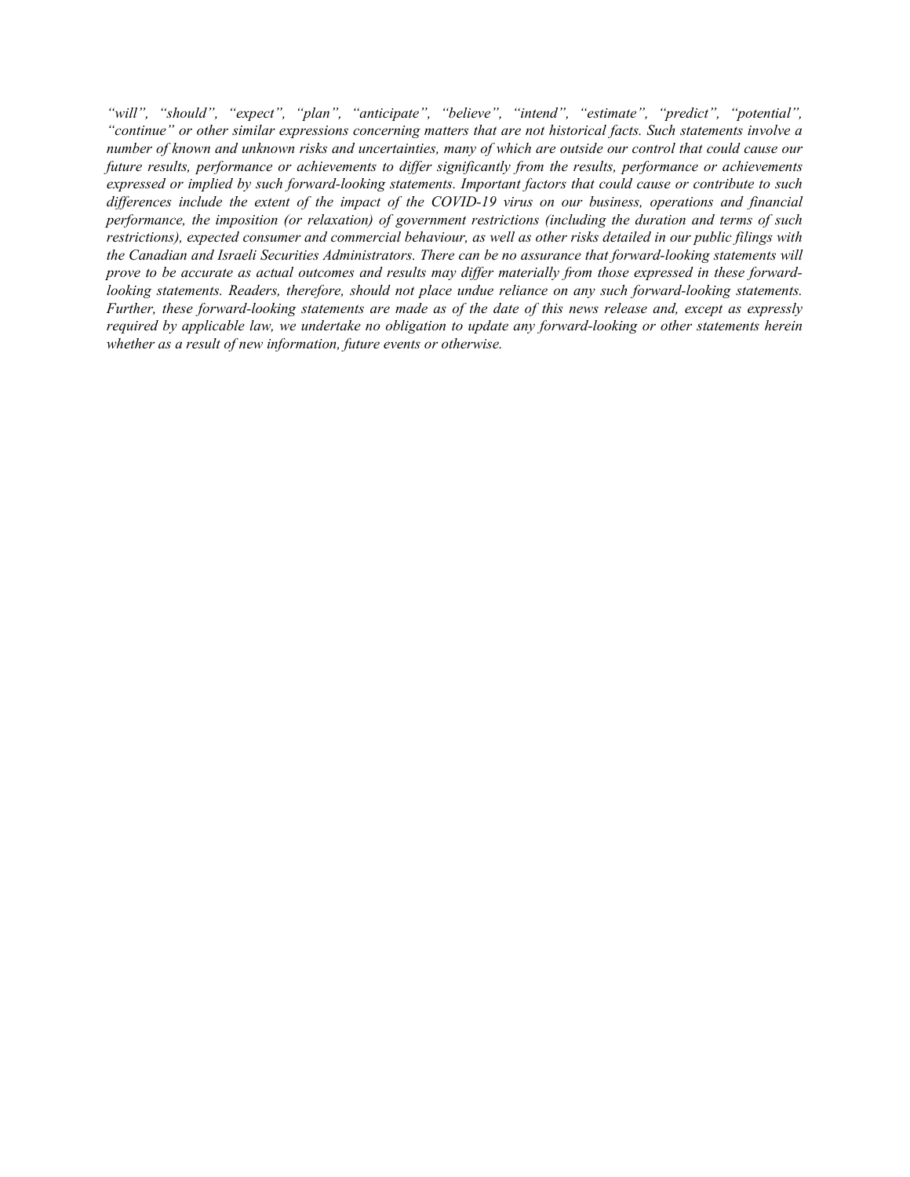*“will”, “should”, “expect”, “plan”, “anticipate”, “believe”, “intend”, “estimate”, “predict”, “potential”, “continue” or other similar expressions concerning matters that are not historical facts. Such statements involve a number of known and unknown risks and uncertainties, many of which are outside our control that could cause our future results, performance or achievements to differ significantly from the results, performance or achievements expressed or implied by such forward-looking statements. Important factors that could cause or contribute to such differences include the extent of the impact of the COVID-19 virus on our business, operations and financial performance, the imposition (or relaxation) of government restrictions (including the duration and terms of such restrictions), expected consumer and commercial behaviour, as well as other risks detailed in our public filings with the Canadian and Israeli Securities Administrators. There can be no assurance that forward-looking statements will prove to be accurate as actual outcomes and results may differ materially from those expressed in these forward-looking statements. Readers, therefore, should not place undue reliance on any such forward-looking statements. Further, these forward-looking statements are made as of the date of this news release and, except as expressly required by applicable law, we undertake no obligation to update any forward-looking or other statements herein whether as a result of new information, future events or otherwise.*